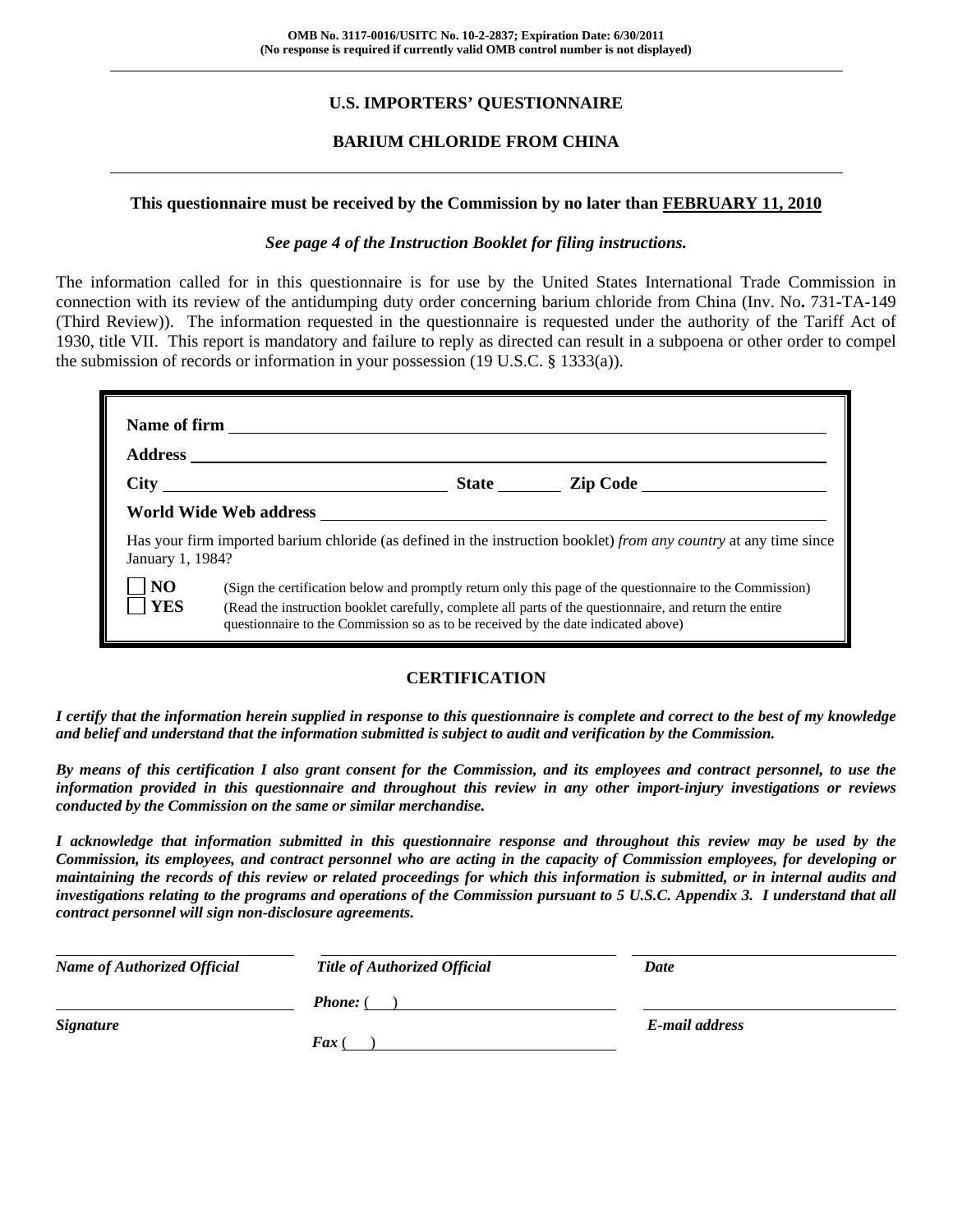**OMB No. 3117-0016/USITC No. 10-2-2837; Expiration Date: 6/30/2011**
**(No response is required if currently valid OMB control number is not displayed)**

# U.S. IMPORTERS' QUESTIONNAIRE

## BARIUM CHLORIDE FROM CHINA

**This questionnaire must be received by the Commission by no later than FEBRUARY 11, 2010**

***See page 4 of the Instruction Booklet for filing instructions.***

The information called for in this questionnaire is for use by the United States International Trade Commission in connection with its review of the antidumping duty order concerning barium chloride from China (Inv. No**.** 731-TA-149 (Third Review)). The information requested in the questionnaire is requested under the authority of the Tariff Act of 1930, title VII. This report is mandatory and failure to reply as directed can result in a subpoena or other order to compel the submission of records or information in your possession (19 U.S.C. § 1333(a)).

**Name of firm** \_\_\_\_\_\_\_\_\_\_\_\_\_\_\_\_\_\_\_\_\_\_\_\_\_\_\_\_\_\_\_\_

**Address** \_\_\_\_\_\_\_\_\_\_\_\_\_\_\_\_\_\_\_\_\_\_\_\_\_\_\_\_\_\_\_\_

**City** \_\_\_\_\_\_\_\_\_\_\_\_\_\_\_\_ **State** \_\_\_\_\_\_ **Zip Code** \_\_\_\_\_\_\_\_\_\_\_\_

**World Wide Web address** \_\_\_\_\_\_\_\_\_\_\_\_\_\_\_\_\_\_\_\_\_\_\_\_\_\_\_\_\_\_\_\_

Has your firm imported barium chloride (as defined in the instruction booklet) *from any country* at any time since January 1, 1984?

☐ **NO** (Sign the certification below and promptly return only this page of the questionnaire to the Commission)

☐ **YES** (Read the instruction booklet carefully, complete all parts of the questionnaire, and return the entire questionnaire to the Commission so as to be received by the date indicated above)

## CERTIFICATION

***I certify that the information herein supplied in response to this questionnaire is complete and correct to the best of my knowledge and belief and understand that the information submitted is subject to audit and verification by the Commission.***

***By means of this certification I also grant consent for the Commission, and its employees and contract personnel, to use the information provided in this questionnaire and throughout this review in any other import-injury investigations or reviews conducted by the Commission on the same or similar merchandise.***

***I acknowledge that information submitted in this questionnaire response and throughout this review may be used by the Commission, its employees, and contract personnel who are acting in the capacity of Commission employees, for developing or maintaining the records of this review or related proceedings for which this information is submitted, or in internal audits and investigations relating to the programs and operations of the Commission pursuant to 5 U.S.C. Appendix 3. I understand that all contract personnel will sign non-disclosure agreements.***

| | | |
|---|---|---|
| ***Name of Authorized Official*** | ***Title of Authorized Official*** | ***Date*** |
| ***Signature*** | ***Phone:*** ( ) <br> ***Fax*** ( ) | ***E-mail address*** |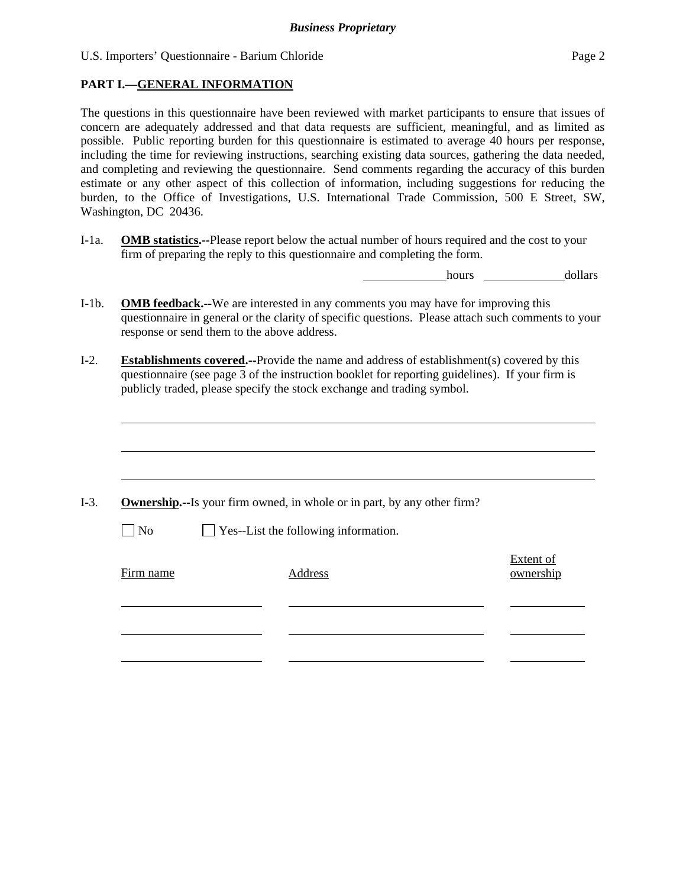**PART I.—GENERAL INFORMATION**

The questions in this questionnaire have been reviewed with market participants to ensure that issues of concern are adequately addressed and that data requests are sufficient, meaningful, and as limited as possible. Public reporting burden for this questionnaire is estimated to average 40 hours per response, including the time for reviewing instructions, searching existing data sources, gathering the data needed, and completing and reviewing the questionnaire. Send comments regarding the accuracy of this burden estimate or any other aspect of this collection of information, including suggestions for reducing the burden, to the Office of Investigations, U.S. International Trade Commission, 500 E Street, SW, Washington, DC 20436.

I-1a. **OMB statistics.--**Please report below the actual number of hours required and the cost to your firm of preparing the reply to this questionnaire and completing the form.

_____________ hours _____________ dollars

I-1b. **OMB feedback.--**We are interested in any comments you may have for improving this questionnaire in general or the clarity of specific questions. Please attach such comments to your response or send them to the above address.

I-2. **Establishments covered.--**Provide the name and address of establishment(s) covered by this questionnaire (see page 3 of the instruction booklet for reporting guidelines). If your firm is publicly traded, please specify the stock exchange and trading symbol.

______________________________________________________________________

______________________________________________________________________

______________________________________________________________________

I-3. **Ownership.--**Is your firm owned, in whole or in part, by any other firm?

☐ No ☐ Yes--List the following information.

| Firm name | Address | Extent of ownership |
|---|---|---|
| | | |
| | | |
| | | |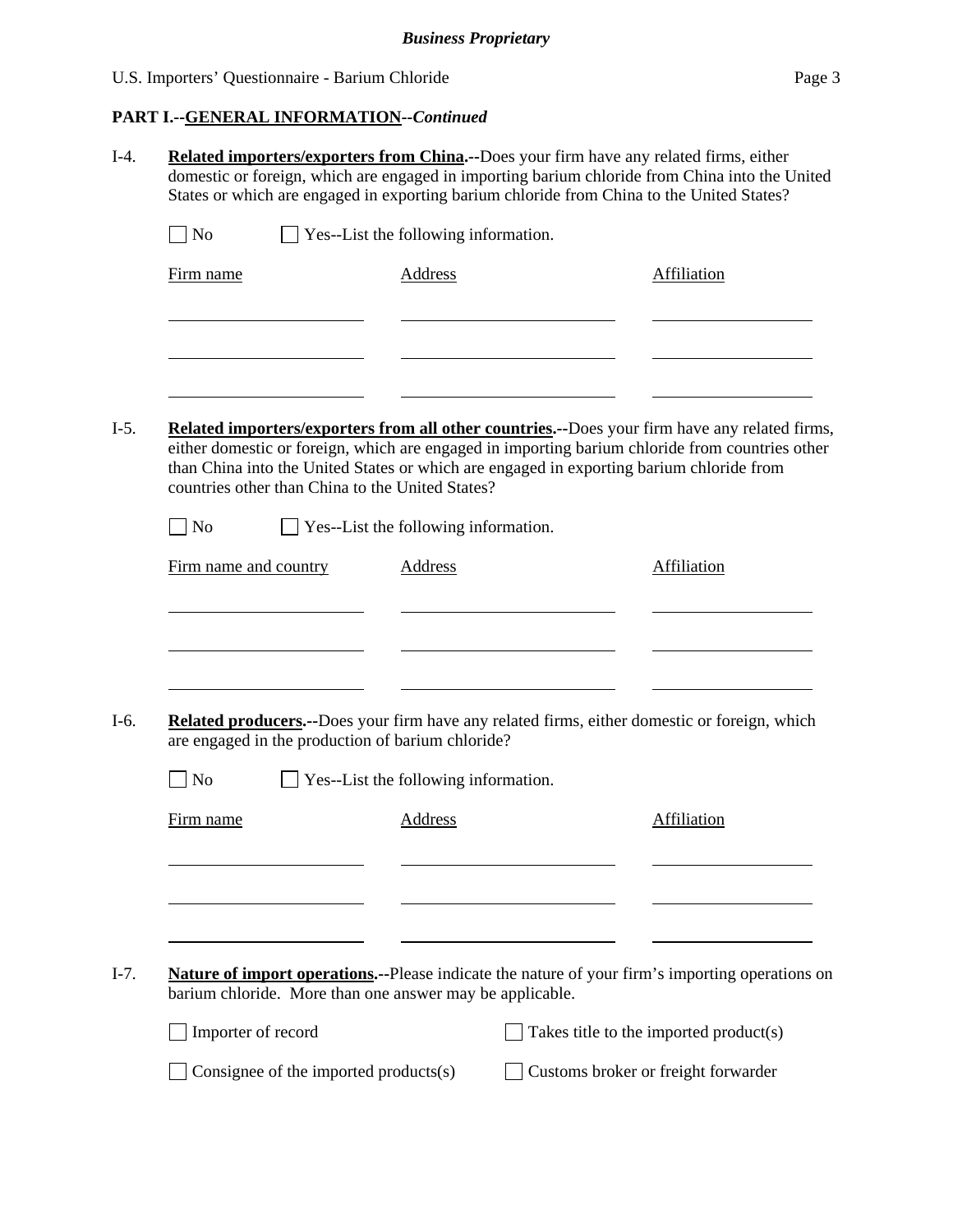## PART I.--GENERAL INFORMATION--*Continued*

I-4. **Related importers/exporters from China.--**Does your firm have any related firms, either domestic or foreign, which are engaged in importing barium chloride from China into the United States or which are engaged in exporting barium chloride from China to the United States?

☐ No ☐ Yes--List the following information.

| Firm name | Address | Affiliation |
| --- | --- | --- |
| | | |
| | | |
| | | |

I-5. **Related importers/exporters from all other countries.--**Does your firm have any related firms, either domestic or foreign, which are engaged in importing barium chloride from countries other than China into the United States or which are engaged in exporting barium chloride from countries other than China to the United States?

☐ No ☐ Yes--List the following information.

| Firm name and country | Address | Affiliation |
| --- | --- | --- |
| | | |
| | | |
| | | |

I-6. **Related producers.--**Does your firm have any related firms, either domestic or foreign, which are engaged in the production of barium chloride?

☐ No ☐ Yes--List the following information.

| Firm name | Address | Affiliation |
| --- | --- | --- |
| | | |
| | | |
| | | |

I-7. **Nature of import operations.--**Please indicate the nature of your firm's importing operations on barium chloride. More than one answer may be applicable.

☐ Importer of record ☐ Takes title to the imported product(s)

☐ Consignee of the imported products(s) ☐ Customs broker or freight forwarder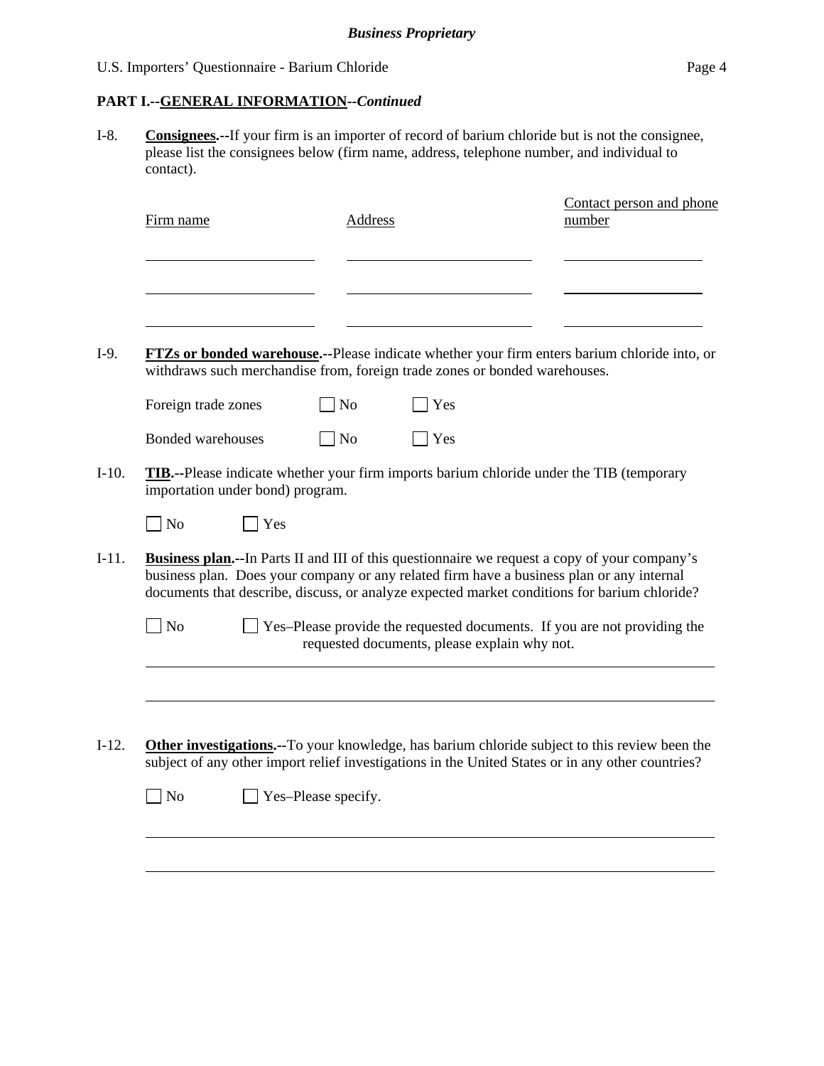**PART I.--GENERAL INFORMATION--*Continued***

I-8. **Consignees.--**If your firm is an importer of record of barium chloride but is not the consignee, please list the consignees below (firm name, address, telephone number, and individual to contact).

| Firm name | Address | Contact person and phone number |
|---|---|---|
| | | |
| | | |
| | | |

I-9. **FTZs or bonded warehouse.--**Please indicate whether your firm enters barium chloride into, or withdraws such merchandise from, foreign trade zones or bonded warehouses.

Foreign trade zones ☐ No ☐ Yes

Bonded warehouses ☐ No ☐ Yes

I-10. **TIB.--**Please indicate whether your firm imports barium chloride under the TIB (temporary importation under bond) program.

☐ No ☐ Yes

I-11. **Business plan.--**In Parts II and III of this questionnaire we request a copy of your company's business plan. Does your company or any related firm have a business plan or any internal documents that describe, discuss, or analyze expected market conditions for barium chloride?

☐ No ☐ Yes–Please provide the requested documents. If you are not providing the requested documents, please explain why not.

_______________________________________________

_______________________________________________

I-12. **Other investigations.--**To your knowledge, has barium chloride subject to this review been the subject of any other import relief investigations in the United States or in any other countries?

☐ No ☐ Yes–Please specify.

_______________________________________________

_______________________________________________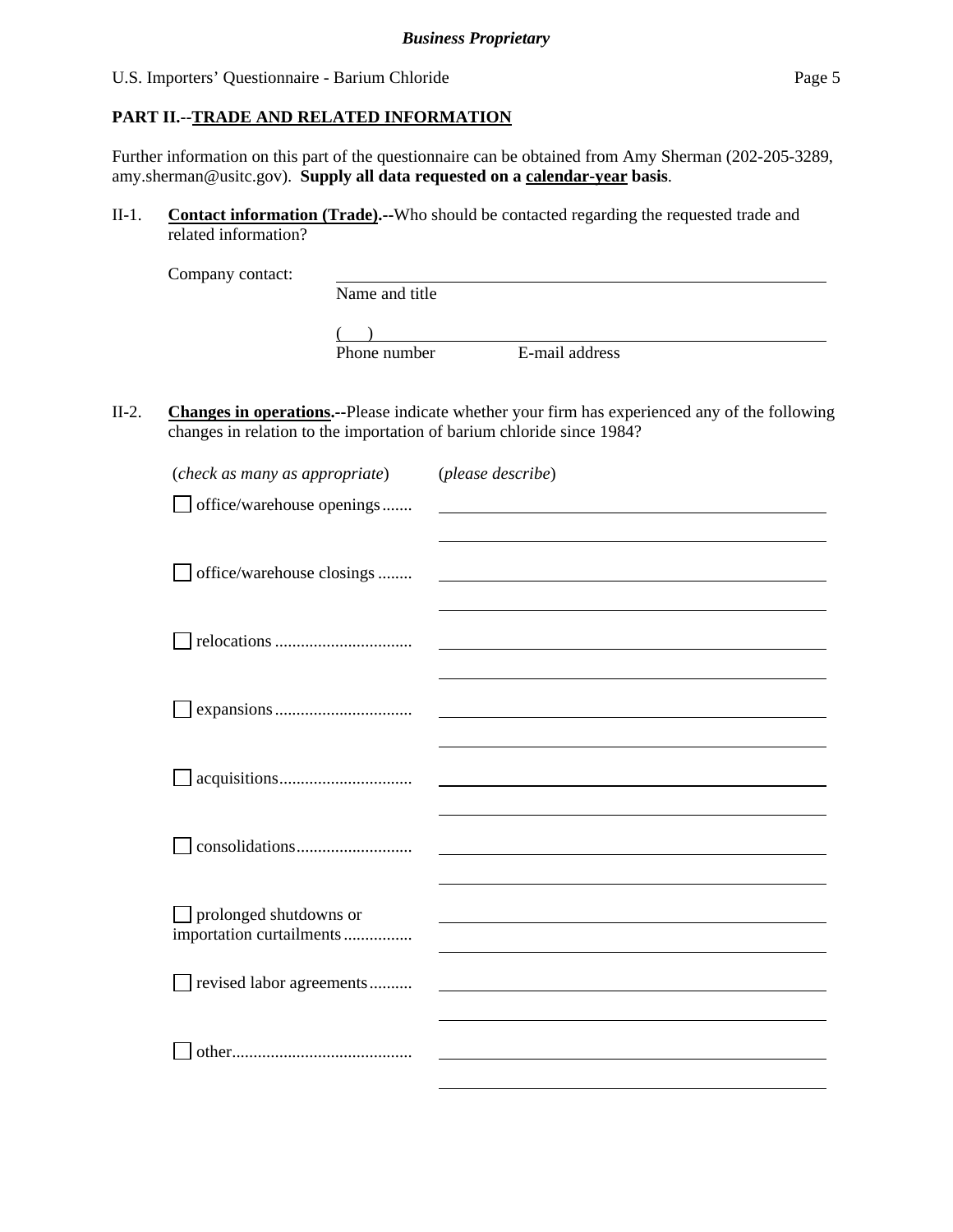## PART II.--TRADE AND RELATED INFORMATION

Further information on this part of the questionnaire can be obtained from Amy Sherman (202-205-3289, amy.sherman@usitc.gov). **Supply all data requested on a calendar-year basis**.

II-1. **Contact information (Trade).--**Who should be contacted regarding the requested trade and related information?

Company contact: ______________________________
Name and title

(    ) ______________________________
Phone number          E-mail address

II-2. **Changes in operations.--**Please indicate whether your firm has experienced any of the following changes in relation to the importation of barium chloride since 1984?

| (*check as many as appropriate*) | (*please describe*) |
| --- | --- |
| ☐ office/warehouse openings....... | |
| ☐ office/warehouse closings ........ | |
| ☐ relocations ................................ | |
| ☐ expansions ................................ | |
| ☐ acquisitions............................... | |
| ☐ consolidations........................... | |
| ☐ prolonged shutdowns or importation curtailments................ | |
| ☐ revised labor agreements.......... | |
| ☐ other.......................................... | |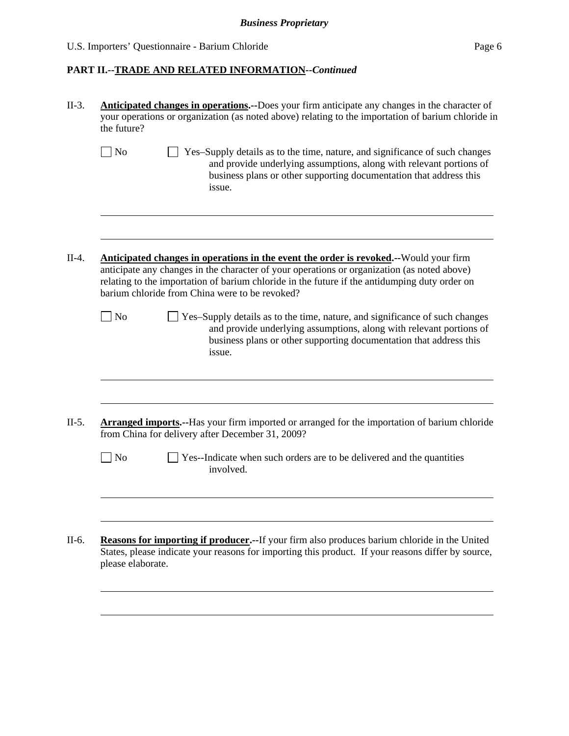**PART II.--TRADE AND RELATED INFORMATION--*Continued***

II-3. **Anticipated changes in operations.--**Does your firm anticipate any changes in the character of your operations or organization (as noted above) relating to the importation of barium chloride in the future?

☐ No ☐ Yes–Supply details as to the time, nature, and significance of such changes and provide underlying assumptions, along with relevant portions of business plans or other supporting documentation that address this issue.

\_\_\_\_\_\_\_\_\_\_\_\_\_\_\_\_\_\_\_\_\_\_\_\_\_\_\_\_\_\_\_\_\_\_\_\_\_\_\_\_\_\_\_\_\_\_\_\_\_\_\_\_\_\_\_\_\_\_\_\_\_\_\_\_

\_\_\_\_\_\_\_\_\_\_\_\_\_\_\_\_\_\_\_\_\_\_\_\_\_\_\_\_\_\_\_\_\_\_\_\_\_\_\_\_\_\_\_\_\_\_\_\_\_\_\_\_\_\_\_\_\_\_\_\_\_\_\_\_

II-4. **Anticipated changes in operations in the event the order is revoked.--**Would your firm anticipate any changes in the character of your operations or organization (as noted above) relating to the importation of barium chloride in the future if the antidumping duty order on barium chloride from China were to be revoked?

☐ No ☐ Yes–Supply details as to the time, nature, and significance of such changes and provide underlying assumptions, along with relevant portions of business plans or other supporting documentation that address this issue.

\_\_\_\_\_\_\_\_\_\_\_\_\_\_\_\_\_\_\_\_\_\_\_\_\_\_\_\_\_\_\_\_\_\_\_\_\_\_\_\_\_\_\_\_\_\_\_\_\_\_\_\_\_\_\_\_\_\_\_\_\_\_\_\_

\_\_\_\_\_\_\_\_\_\_\_\_\_\_\_\_\_\_\_\_\_\_\_\_\_\_\_\_\_\_\_\_\_\_\_\_\_\_\_\_\_\_\_\_\_\_\_\_\_\_\_\_\_\_\_\_\_\_\_\_\_\_\_\_

II-5. **Arranged imports.--**Has your firm imported or arranged for the importation of barium chloride from China for delivery after December 31, 2009?

☐ No ☐ Yes--Indicate when such orders are to be delivered and the quantities involved.

\_\_\_\_\_\_\_\_\_\_\_\_\_\_\_\_\_\_\_\_\_\_\_\_\_\_\_\_\_\_\_\_\_\_\_\_\_\_\_\_\_\_\_\_\_\_\_\_\_\_\_\_\_\_\_\_\_\_\_\_\_\_\_\_

\_\_\_\_\_\_\_\_\_\_\_\_\_\_\_\_\_\_\_\_\_\_\_\_\_\_\_\_\_\_\_\_\_\_\_\_\_\_\_\_\_\_\_\_\_\_\_\_\_\_\_\_\_\_\_\_\_\_\_\_\_\_\_\_

II-6. **Reasons for importing if producer.--**If your firm also produces barium chloride in the United States, please indicate your reasons for importing this product. If your reasons differ by source, please elaborate.

\_\_\_\_\_\_\_\_\_\_\_\_\_\_\_\_\_\_\_\_\_\_\_\_\_\_\_\_\_\_\_\_\_\_\_\_\_\_\_\_\_\_\_\_\_\_\_\_\_\_\_\_\_\_\_\_\_\_\_\_\_\_\_\_

\_\_\_\_\_\_\_\_\_\_\_\_\_\_\_\_\_\_\_\_\_\_\_\_\_\_\_\_\_\_\_\_\_\_\_\_\_\_\_\_\_\_\_\_\_\_\_\_\_\_\_\_\_\_\_\_\_\_\_\_\_\_\_\_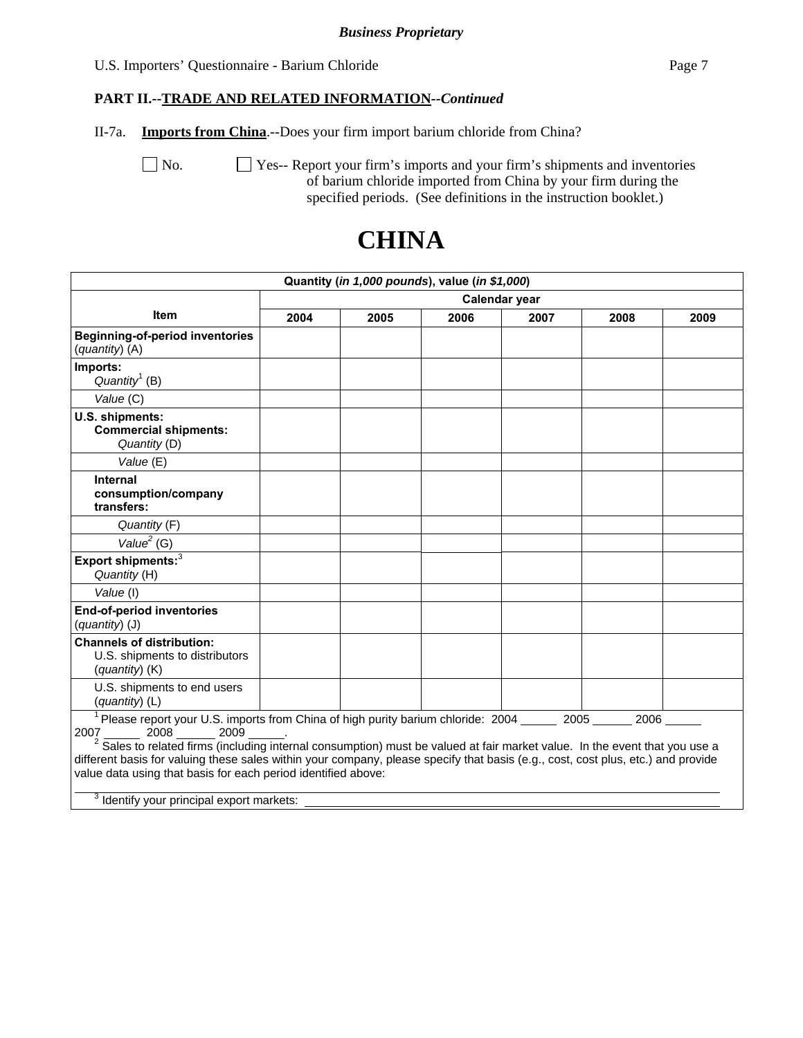**PART II.--TRADE AND RELATED INFORMATION--*Continued***

II-7a. **Imports from China**.--Does your firm import barium chloride from China?

☐ No. ☐ Yes-- Report your firm's imports and your firm's shipments and inventories of barium chloride imported from China by your firm during the specified periods. (See definitions in the instruction booklet.)

# CHINA

| Quantity (*in 1,000 pounds*), value (*in $1,000*) | | | | | | |
|---|---|---|---|---|---|---|
| **Item** | **Calendar year** | | | | | |
| | **2004** | **2005** | **2006** | **2007** | **2008** | **2009** |
| **Beginning-of-period inventories** (*quantity*) (A) | | | | | | |
| **Imports:** *Quantity*[1] (B) | | | | | | |
| *Value* (C) | | | | | | |
| **U.S. shipments: Commercial shipments:** *Quantity* (D) | | | | | | |
| *Value* (E) | | | | | | |
| **Internal consumption/company transfers:** | | | | | | |
| *Quantity* (F) | | | | | | |
| *Value*[2] (G) | | | | | | |
| **Export shipments:**[3] *Quantity* (H) | | | | | | |
| *Value* (I) | | | | | | |
| **End-of-period inventories** (*quantity*) (J) | | | | | | |
| **Channels of distribution:** U.S. shipments to distributors (*quantity*) (K) | | | | | | |
| U.S. shipments to end users (*quantity*) (L) | | | | | | |

[1] Please report your U.S. imports from China of high purity barium chloride: 2004 ______ 2005 ______ 2006 ______ 2007 ______ 2008 ______ 2009 ______.

[2] Sales to related firms (including internal consumption) must be valued at fair market value. In the event that you use a different basis for valuing these sales within your company, please specify that basis (e.g., cost, cost plus, etc.) and provide value data using that basis for each period identified above:

______________________________________________________________________

[3] Identify your principal export markets: ______________________________________________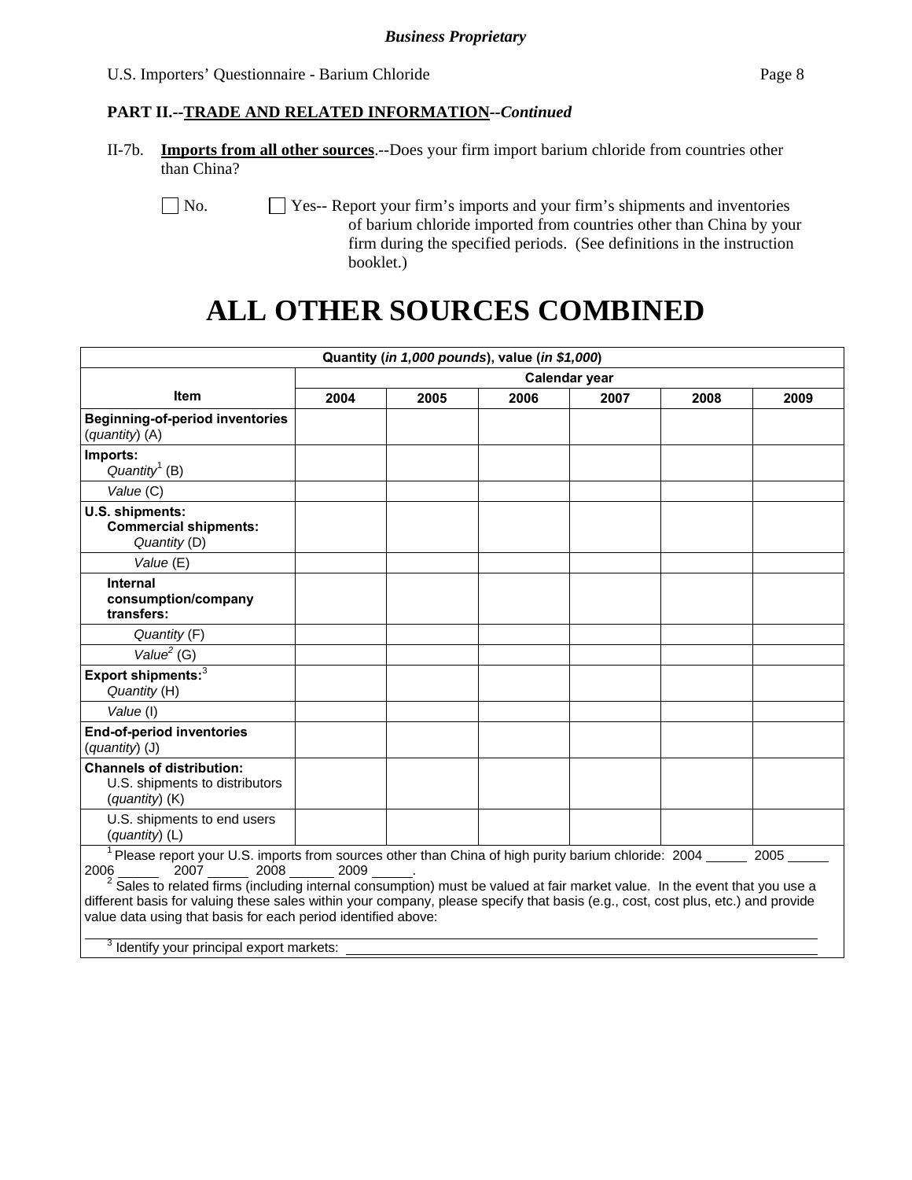**PART II.--TRADE AND RELATED INFORMATION--*Continued***

II-7b. **Imports from all other sources**.--Does your firm import barium chloride from countries other than China?

☐ No. ☐ Yes-- Report your firm's imports and your firm's shipments and inventories of barium chloride imported from countries other than China by your firm during the specified periods. (See definitions in the instruction booklet.)

# ALL OTHER SOURCES COMBINED

| Quantity (*in 1,000 pounds*), value (*in $1,000*) | | | | | | |
|---|---|---|---|---|---|---|
| | Calendar year | | | | | |
| Item | 2004 | 2005 | 2006 | 2007 | 2008 | 2009 |
| **Beginning-of-period inventories** (*quantity*) (A) | | | | | | |
| **Imports:** *Quantity*[1] (B) | | | | | | |
| *Value* (C) | | | | | | |
| **U.S. shipments:** **Commercial shipments:** *Quantity* (D) | | | | | | |
| *Value* (E) | | | | | | |
| **Internal consumption/company transfers:** | | | | | | |
| *Quantity* (F) | | | | | | |
| *Value*[2] (G) | | | | | | |
| **Export shipments:**[3] *Quantity* (H) | | | | | | |
| *Value* (I) | | | | | | |
| **End-of-period inventories** (*quantity*) (J) | | | | | | |
| **Channels of distribution:** U.S. shipments to distributors (*quantity*) (K) | | | | | | |
| U.S. shipments to end users (*quantity*) (L) | | | | | | |

[1] Please report your U.S. imports from sources other than China of high purity barium chloride: 2004 _____ 2005 _____ 2006 _____ 2007 _____ 2008 _____ 2009 _____.

[2] Sales to related firms (including internal consumption) must be valued at fair market value. In the event that you use a different basis for valuing these sales within your company, please specify that basis (e.g., cost, cost plus, etc.) and provide value data using that basis for each period identified above:

______________________________________________________________________

[3] Identify your principal export markets: ____________________________________________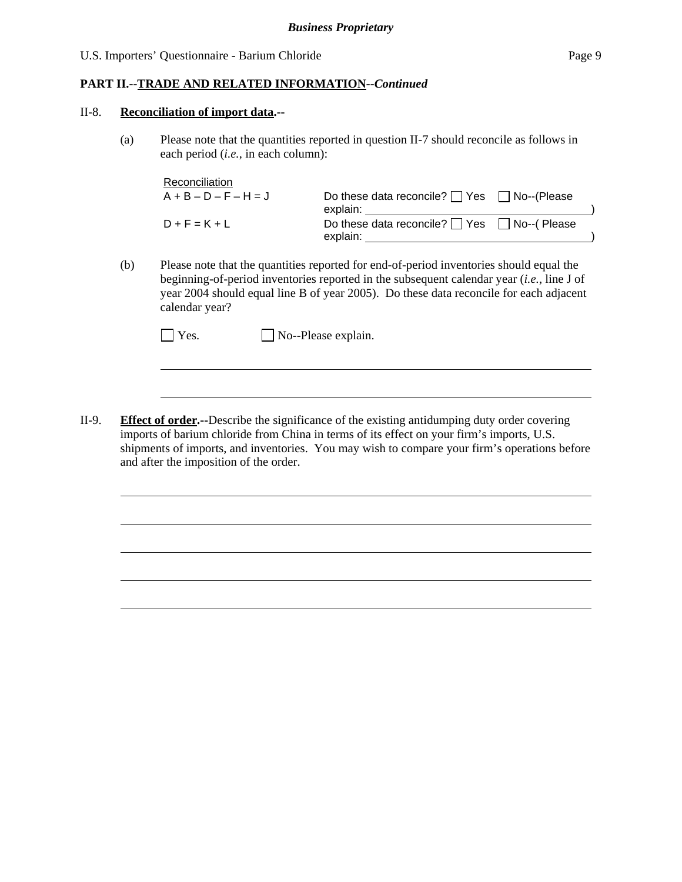**PART II.--TRADE AND RELATED INFORMATION--*Continued***

II-8. **Reconciliation of import data.--**

(a) Please note that the quantities reported in question II-7 should reconcile as follows in each period (*i.e.*, in each column):

| Reconciliation | |
|---|---|
| A + B – D – F – H = J | Do these data reconcile? ☐ Yes ☐ No--(Please explain: ______________________) |
| D + F = K + L | Do these data reconcile? ☐ Yes ☐ No--( Please explain: ______________________) |

(b) Please note that the quantities reported for end-of-period inventories should equal the beginning-of-period inventories reported in the subsequent calendar year (*i.e.*, line J of year 2004 should equal line B of year 2005). Do these data reconcile for each adjacent calendar year?

☐ Yes. ☐ No--Please explain.

______________________________________________________________________

______________________________________________________________________

II-9. **Effect of order.--**Describe the significance of the existing antidumping duty order covering imports of barium chloride from China in terms of its effect on your firm's imports, U.S. shipments of imports, and inventories. You may wish to compare your firm's operations before and after the imposition of the order.

______________________________________________________________________

______________________________________________________________________

______________________________________________________________________

______________________________________________________________________

______________________________________________________________________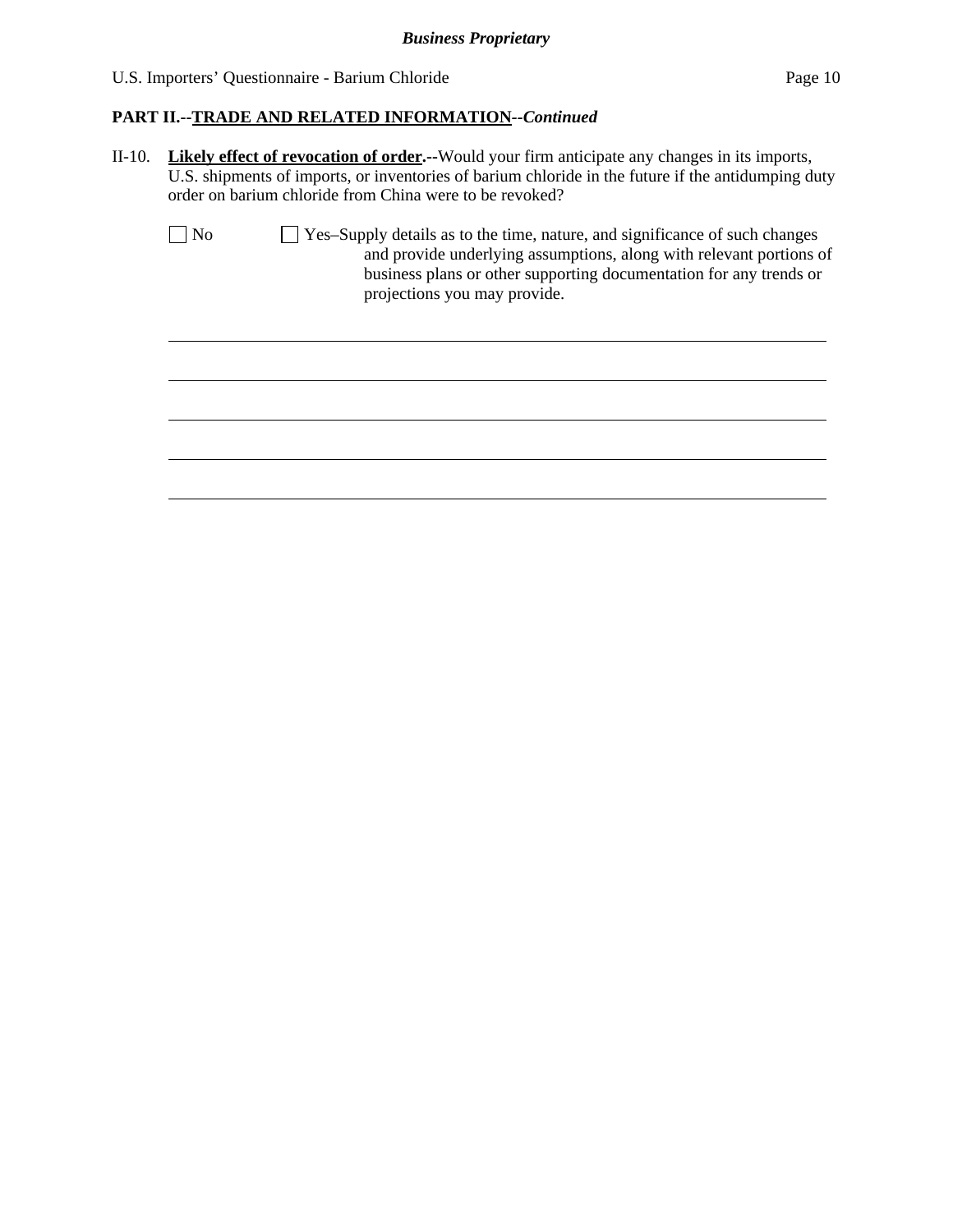**PART II.--TRADE AND RELATED INFORMATION--*Continued***

II-10. **Likely effect of revocation of order.--**Would your firm anticipate any changes in its imports, U.S. shipments of imports, or inventories of barium chloride in the future if the antidumping duty order on barium chloride from China were to be revoked?

☐ No ☐ Yes–Supply details as to the time, nature, and significance of such changes and provide underlying assumptions, along with relevant portions of business plans or other supporting documentation for any trends or projections you may provide.

___________________________________________________________________________

___________________________________________________________________________

___________________________________________________________________________

___________________________________________________________________________

___________________________________________________________________________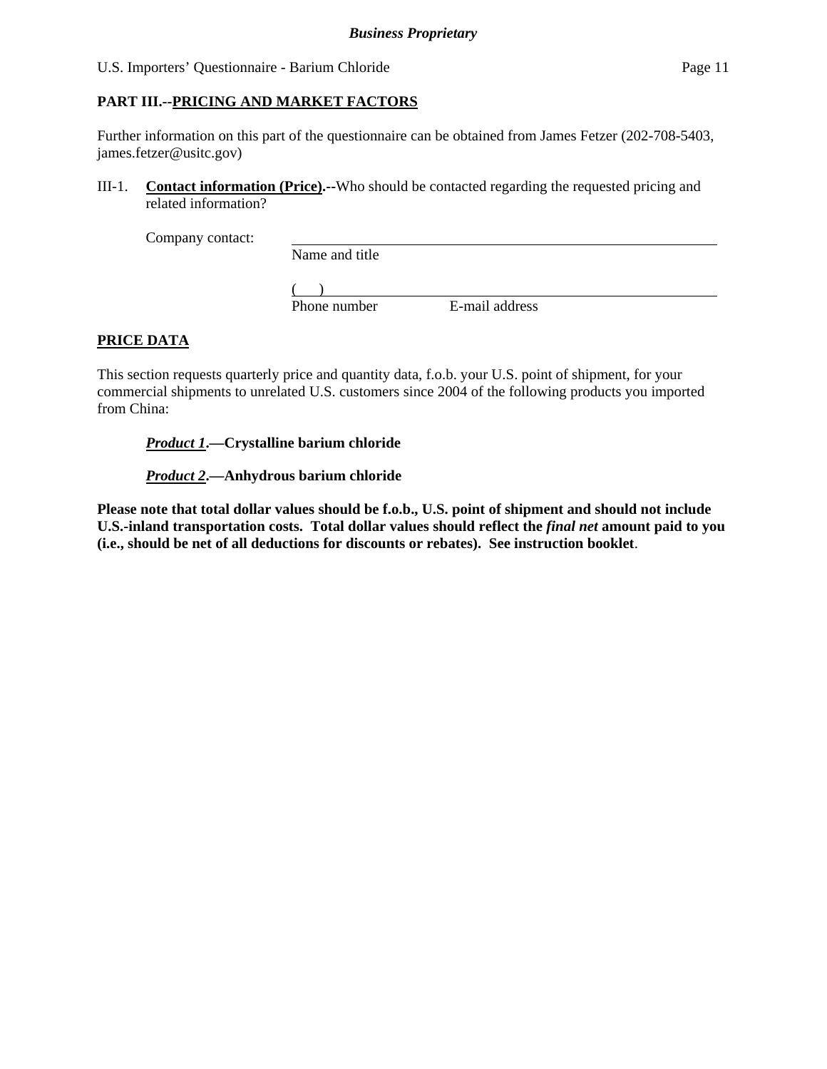## PART III.--PRICING AND MARKET FACTORS

Further information on this part of the questionnaire can be obtained from James Fetzer (202-708-5403, james.fetzer@usitc.gov)

III-1. **Contact information (Price).--**Who should be contacted regarding the requested pricing and related information?

Company contact: ______________________________________________
Name and title

(    ) ______________________________________________
Phone number    E-mail address

**PRICE DATA**

This section requests quarterly price and quantity data, f.o.b. your U.S. point of shipment, for your commercial shipments to unrelated U.S. customers since 2004 of the following products you imported from China:

***Product 1*.—Crystalline barium chloride**

***Product 2*.—Anhydrous barium chloride**

**Please note that total dollar values should be f.o.b., U.S. point of shipment and should not include U.S.-inland transportation costs. Total dollar values should reflect the *final net* amount paid to you (i.e., should be net of all deductions for discounts or rebates). See instruction booklet**.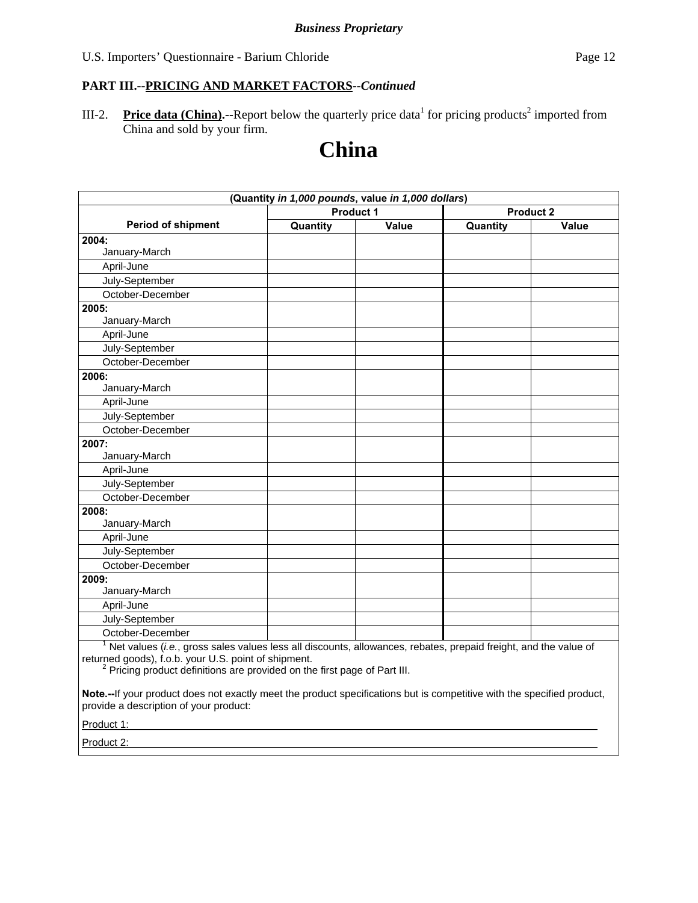**PART III.--PRICING AND MARKET FACTORS--*Continued***

III-2. **Price data (China).--**Report below the quarterly price data[1] for pricing products[2] imported from China and sold by your firm.

# China

| (Quantity *in 1,000 pounds*, value *in 1,000 dollars*) | | | | |
|---|---|---|---|---|
| | Product 1 | | Product 2 | |
| **Period of shipment** | **Quantity** | **Value** | **Quantity** | **Value** |
| **2004:** January-March | | | | |
| April-June | | | | |
| July-September | | | | |
| October-December | | | | |
| **2005:** January-March | | | | |
| April-June | | | | |
| July-September | | | | |
| October-December | | | | |
| **2006:** January-March | | | | |
| April-June | | | | |
| July-September | | | | |
| October-December | | | | |
| **2007:** January-March | | | | |
| April-June | | | | |
| July-September | | | | |
| October-December | | | | |
| **2008:** January-March | | | | |
| April-June | | | | |
| July-September | | | | |
| October-December | | | | |
| **2009:** January-March | | | | |
| April-June | | | | |
| July-September | | | | |
| October-December | | | | |

[1] Net values (*i.e.*, gross sales values less all discounts, allowances, rebates, prepaid freight, and the value of returned goods), f.o.b. your U.S. point of shipment.

[2] Pricing product definitions are provided on the first page of Part III.

**Note.--**If your product does not exactly meet the product specifications but is competitive with the specified product, provide a description of your product:

Product 1: ______________________________

Product 2: ______________________________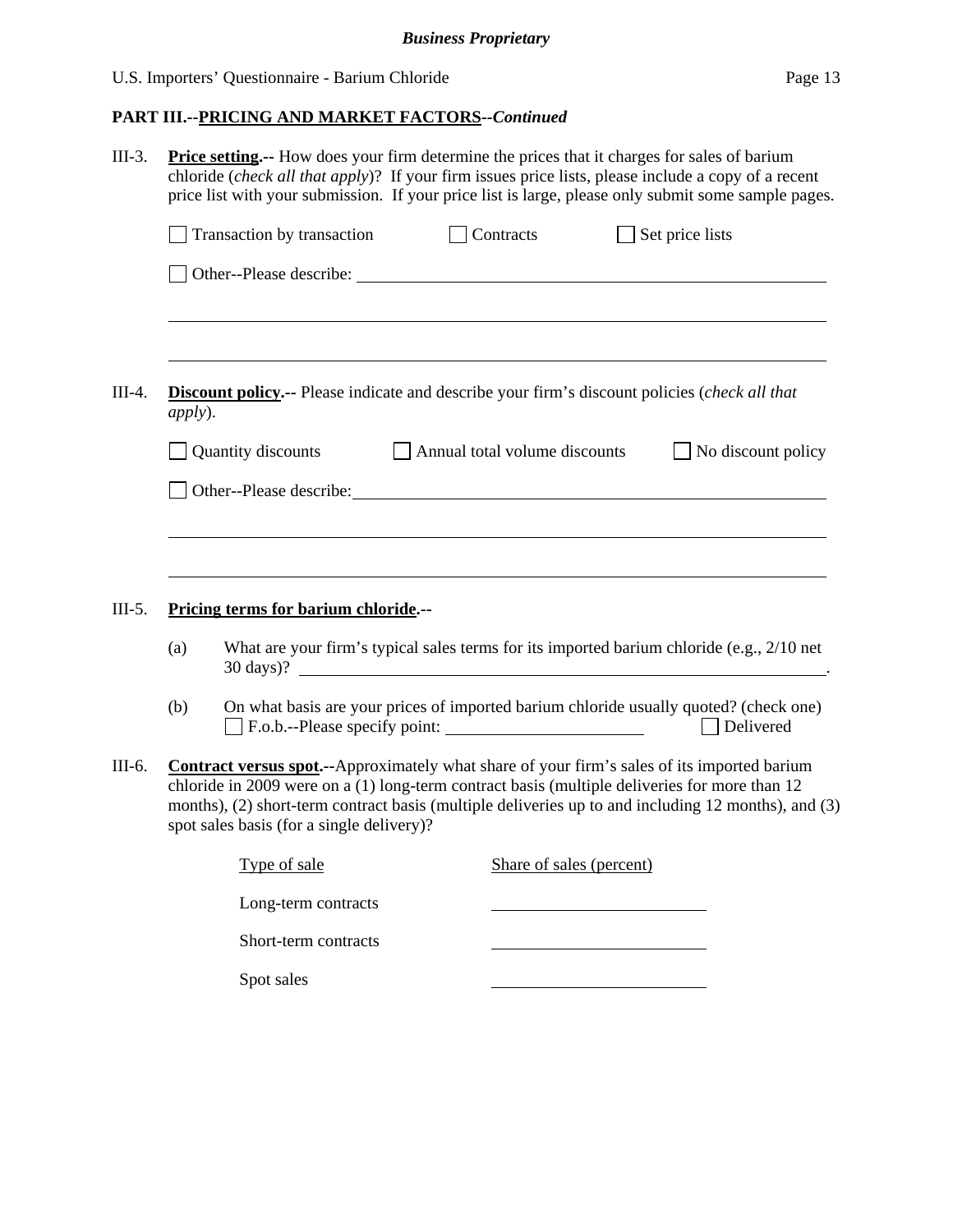## PART III.--PRICING AND MARKET FACTORS--*Continued*

III-3. **Price setting.--** How does your firm determine the prices that it charges for sales of barium chloride (*check all that apply*)? If your firm issues price lists, please include a copy of a recent price list with your submission. If your price list is large, please only submit some sample pages.

☐ Transaction by transaction ☐ Contracts ☐ Set price lists

☐ Other--Please describe: ______________________________________________

______________________________________________

______________________________________________

III-4. **Discount policy.--** Please indicate and describe your firm's discount policies (*check all that apply*).

☐ Quantity discounts ☐ Annual total volume discounts ☐ No discount policy

☐ Other--Please describe: ______________________________________________

______________________________________________

______________________________________________

III-5. **Pricing terms for barium chloride.--**

(a) What are your firm's typical sales terms for its imported barium chloride (e.g., 2/10 net 30 days)? ______________________________________________.

(b) On what basis are your prices of imported barium chloride usually quoted? (check one)
☐ F.o.b.--Please specify point: ______________________ ☐ Delivered

III-6. **Contract versus spot.--**Approximately what share of your firm's sales of its imported barium chloride in 2009 were on a (1) long-term contract basis (multiple deliveries for more than 12 months), (2) short-term contract basis (multiple deliveries up to and including 12 months), and (3) spot sales basis (for a single delivery)?

| Type of sale | Share of sales (percent) |
| --- | --- |
| Long-term contracts | ____________ |
| Short-term contracts | ____________ |
| Spot sales | ____________ |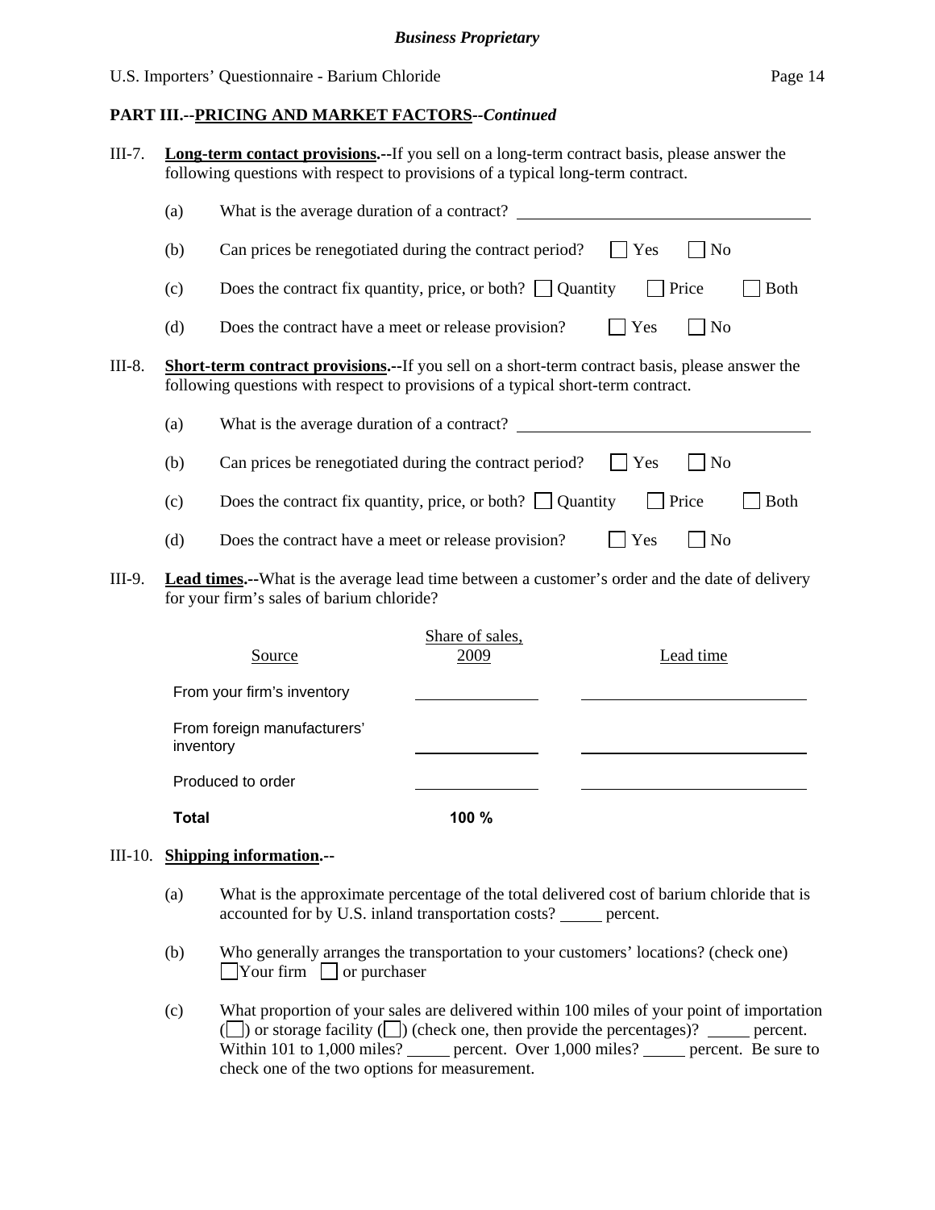**PART III.--PRICING AND MARKET FACTORS--*Continued***

III-7. **Long-term contact provisions.--**If you sell on a long-term contract basis, please answer the following questions with respect to provisions of a typical long-term contract.

(a) What is the average duration of a contract? ____________________

(b) Can prices be renegotiated during the contract period? ☐ Yes ☐ No

(c) Does the contract fix quantity, price, or both? ☐ Quantity ☐ Price ☐ Both

(d) Does the contract have a meet or release provision? ☐ Yes ☐ No

III-8. **Short-term contract provisions.--**If you sell on a short-term contract basis, please answer the following questions with respect to provisions of a typical short-term contract.

(a) What is the average duration of a contract? ____________________

(b) Can prices be renegotiated during the contract period? ☐ Yes ☐ No

(c) Does the contract fix quantity, price, or both? ☐ Quantity ☐ Price ☐ Both

(d) Does the contract have a meet or release provision? ☐ Yes ☐ No

III-9. **Lead times.--**What is the average lead time between a customer's order and the date of delivery for your firm's sales of barium chloride?

| Source | Share of sales, 2009 | Lead time |
|---|---|---|
| From your firm's inventory | ______ | ______ |
| From foreign manufacturers' inventory | ______ | ______ |
| Produced to order | ______ | ______ |
| **Total** | **100 %** | |

III-10. **Shipping information.--**

(a) What is the approximate percentage of the total delivered cost of barium chloride that is accounted for by U.S. inland transportation costs? _____ percent.

(b) Who generally arranges the transportation to your customers' locations? (check one) ☐ Your firm ☐ or purchaser

(c) What proportion of your sales are delivered within 100 miles of your point of importation (☐) or storage facility (☐) (check one, then provide the percentages)? _____ percent. Within 101 to 1,000 miles? _____ percent. Over 1,000 miles? _____ percent. Be sure to check one of the two options for measurement.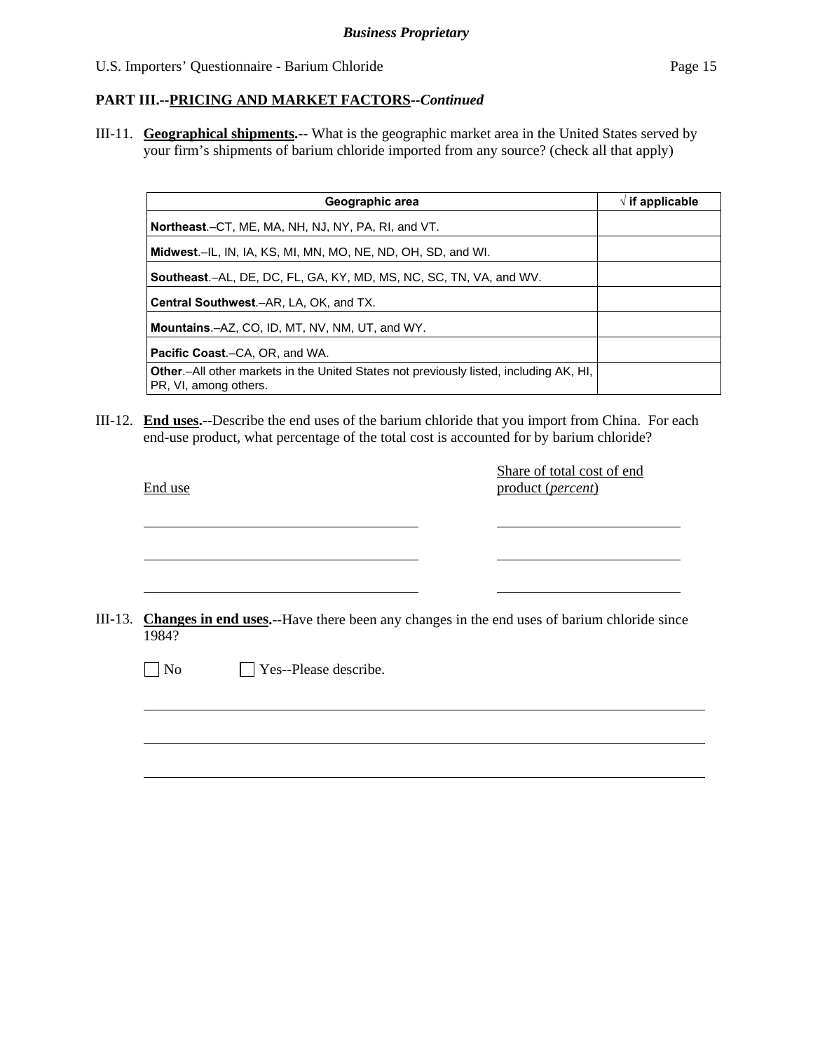**PART III.--PRICING AND MARKET FACTORS--*Continued***

III-11. **Geographical shipments.--** What is the geographic market area in the United States served by your firm's shipments of barium chloride imported from any source? (check all that apply)

| Geographic area | √ if applicable |
|---|---|
| **Northeast**.–CT, ME, MA, NH, NJ, NY, PA, RI, and VT. | |
| **Midwest**.–IL, IN, IA, KS, MI, MN, MO, NE, ND, OH, SD, and WI. | |
| **Southeast**.–AL, DE, DC, FL, GA, KY, MD, MS, NC, SC, TN, VA, and WV. | |
| **Central Southwest**.–AR, LA, OK, and TX. | |
| **Mountains**.–AZ, CO, ID, MT, NV, NM, UT, and WY. | |
| **Pacific Coast**.–CA, OR, and WA. | |
| **Other**.–All other markets in the United States not previously listed, including AK, HI, PR, VI, among others. | |

III-12. **End uses.--**Describe the end uses of the barium chloride that you import from China. For each end-use product, what percentage of the total cost is accounted for by barium chloride?

| End use | Share of total cost of end product (*percent*) |
|---|---|
| | |
| | |
| | |

III-13. **Changes in end uses.--**Have there been any changes in the end uses of barium chloride since 1984?

☐ No ☐ Yes--Please describe.

\_\_\_\_\_\_\_\_\_\_\_\_\_\_\_\_\_\_\_\_\_\_\_\_\_\_\_\_\_\_\_\_\_\_\_\_\_\_\_\_\_\_\_\_\_\_\_\_\_\_\_\_

\_\_\_\_\_\_\_\_\_\_\_\_\_\_\_\_\_\_\_\_\_\_\_\_\_\_\_\_\_\_\_\_\_\_\_\_\_\_\_\_\_\_\_\_\_\_\_\_\_\_\_\_

\_\_\_\_\_\_\_\_\_\_\_\_\_\_\_\_\_\_\_\_\_\_\_\_\_\_\_\_\_\_\_\_\_\_\_\_\_\_\_\_\_\_\_\_\_\_\_\_\_\_\_\_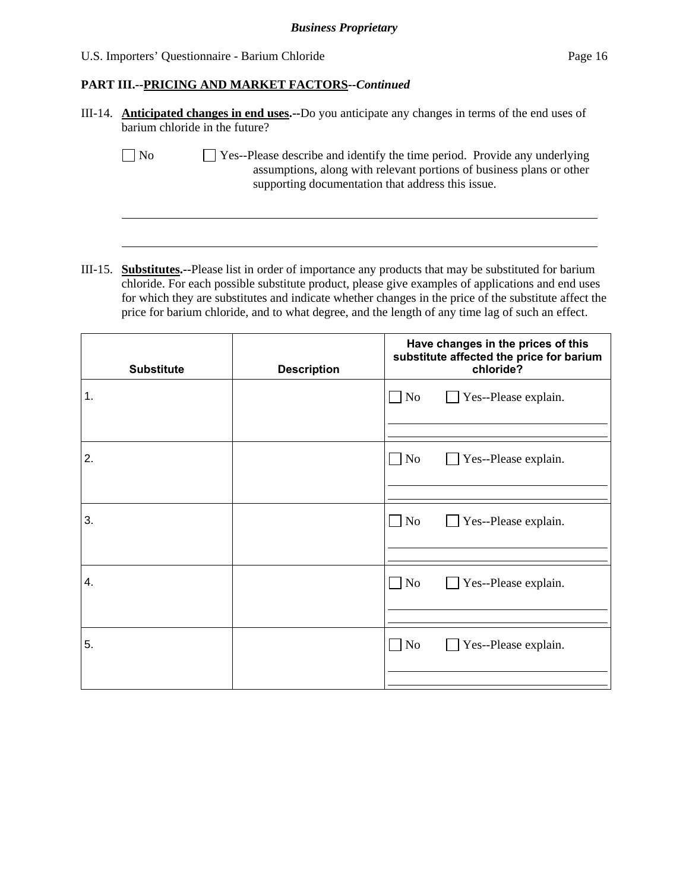**PART III.--PRICING AND MARKET FACTORS--*Continued***

III-14. **Anticipated changes in end uses.--**Do you anticipate any changes in terms of the end uses of barium chloride in the future?

☐ No ☐ Yes--Please describe and identify the time period. Provide any underlying assumptions, along with relevant portions of business plans or other supporting documentation that address this issue.

\_\_\_\_\_\_\_\_\_\_\_\_\_\_\_\_\_\_\_\_\_\_\_\_\_\_\_\_\_\_\_\_\_\_\_\_\_\_\_\_\_\_\_\_\_\_\_\_\_\_\_\_\_\_\_\_\_\_\_\_\_\_\_\_\_\_\_\_\_\_\_\_

\_\_\_\_\_\_\_\_\_\_\_\_\_\_\_\_\_\_\_\_\_\_\_\_\_\_\_\_\_\_\_\_\_\_\_\_\_\_\_\_\_\_\_\_\_\_\_\_\_\_\_\_\_\_\_\_\_\_\_\_\_\_\_\_\_\_\_\_\_\_\_\_

III-15. **Substitutes.--**Please list in order of importance any products that may be substituted for barium chloride. For each possible substitute product, please give examples of applications and end uses for which they are substitutes and indicate whether changes in the price of the substitute affect the price for barium chloride, and to what degree, and the length of any time lag of such an effect.

| Substitute | Description | Have changes in the prices of this substitute affected the price for barium chloride? |
|---|---|---|
| 1. | | ☐ No ☐ Yes--Please explain. |
| 2. | | ☐ No ☐ Yes--Please explain. |
| 3. | | ☐ No ☐ Yes--Please explain. |
| 4. | | ☐ No ☐ Yes--Please explain. |
| 5. | | ☐ No ☐ Yes--Please explain. |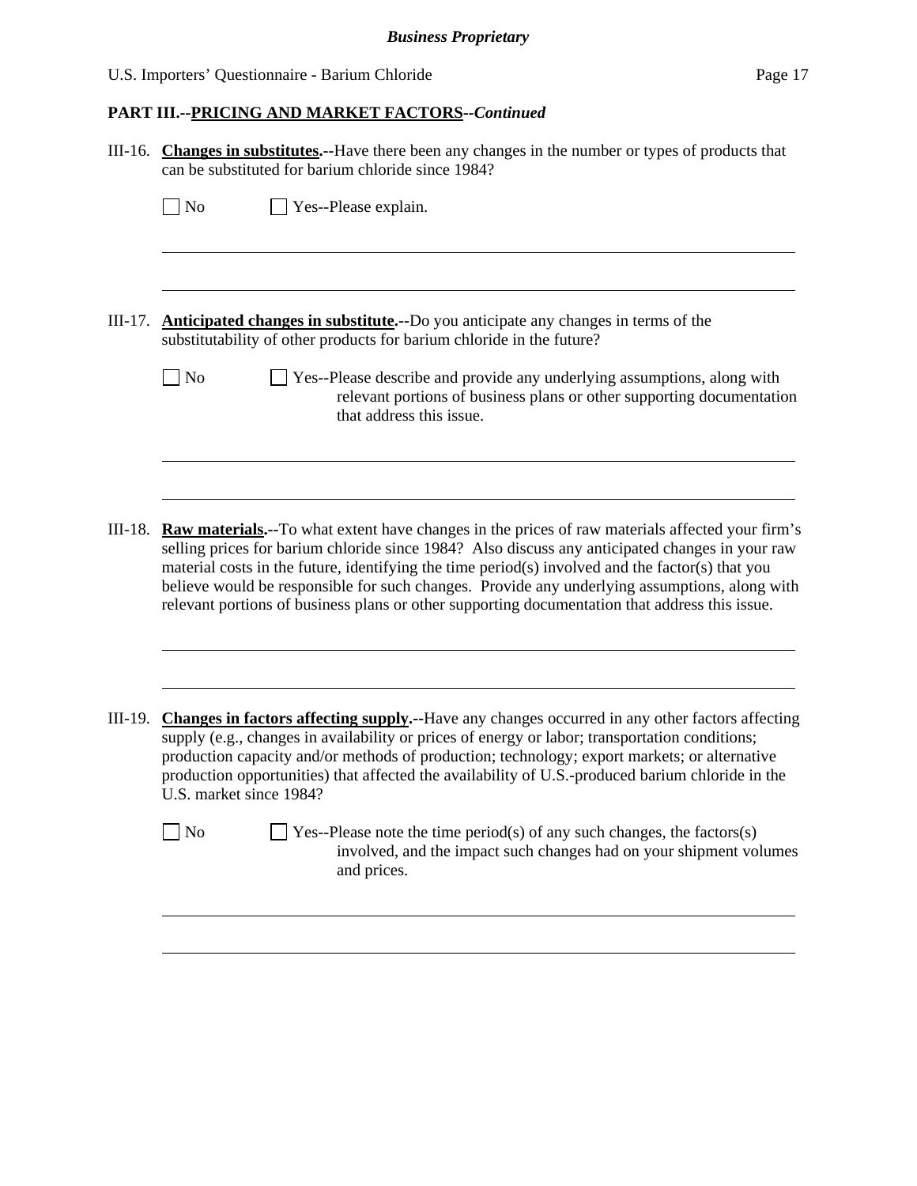**PART III.--PRICING AND MARKET FACTORS--*Continued***

III-16. **Changes in substitutes.--**Have there been any changes in the number or types of products that can be substituted for barium chloride since 1984?

☐ No ☐ Yes--Please explain.

\_\_\_\_\_\_\_\_\_\_\_\_\_\_\_\_\_\_\_\_\_\_\_\_\_\_\_\_\_\_\_\_\_\_\_\_\_\_\_\_\_\_\_\_\_\_\_\_\_\_\_\_\_\_\_\_\_\_\_\_\_\_\_\_\_\_\_\_\_\_

\_\_\_\_\_\_\_\_\_\_\_\_\_\_\_\_\_\_\_\_\_\_\_\_\_\_\_\_\_\_\_\_\_\_\_\_\_\_\_\_\_\_\_\_\_\_\_\_\_\_\_\_\_\_\_\_\_\_\_\_\_\_\_\_\_\_\_\_\_\_

III-17. **Anticipated changes in substitute.--**Do you anticipate any changes in terms of the substitutability of other products for barium chloride in the future?

☐ No ☐ Yes--Please describe and provide any underlying assumptions, along with relevant portions of business plans or other supporting documentation that address this issue.

\_\_\_\_\_\_\_\_\_\_\_\_\_\_\_\_\_\_\_\_\_\_\_\_\_\_\_\_\_\_\_\_\_\_\_\_\_\_\_\_\_\_\_\_\_\_\_\_\_\_\_\_\_\_\_\_\_\_\_\_\_\_\_\_\_\_\_\_\_\_

\_\_\_\_\_\_\_\_\_\_\_\_\_\_\_\_\_\_\_\_\_\_\_\_\_\_\_\_\_\_\_\_\_\_\_\_\_\_\_\_\_\_\_\_\_\_\_\_\_\_\_\_\_\_\_\_\_\_\_\_\_\_\_\_\_\_\_\_\_\_

III-18. **Raw materials.--**To what extent have changes in the prices of raw materials affected your firm's selling prices for barium chloride since 1984? Also discuss any anticipated changes in your raw material costs in the future, identifying the time period(s) involved and the factor(s) that you believe would be responsible for such changes. Provide any underlying assumptions, along with relevant portions of business plans or other supporting documentation that address this issue.

\_\_\_\_\_\_\_\_\_\_\_\_\_\_\_\_\_\_\_\_\_\_\_\_\_\_\_\_\_\_\_\_\_\_\_\_\_\_\_\_\_\_\_\_\_\_\_\_\_\_\_\_\_\_\_\_\_\_\_\_\_\_\_\_\_\_\_\_\_\_

\_\_\_\_\_\_\_\_\_\_\_\_\_\_\_\_\_\_\_\_\_\_\_\_\_\_\_\_\_\_\_\_\_\_\_\_\_\_\_\_\_\_\_\_\_\_\_\_\_\_\_\_\_\_\_\_\_\_\_\_\_\_\_\_\_\_\_\_\_\_

III-19. **Changes in factors affecting supply.--**Have any changes occurred in any other factors affecting supply (e.g., changes in availability or prices of energy or labor; transportation conditions; production capacity and/or methods of production; technology; export markets; or alternative production opportunities) that affected the availability of U.S.-produced barium chloride in the U.S. market since 1984?

☐ No ☐ Yes--Please note the time period(s) of any such changes, the factors(s) involved, and the impact such changes had on your shipment volumes and prices.

\_\_\_\_\_\_\_\_\_\_\_\_\_\_\_\_\_\_\_\_\_\_\_\_\_\_\_\_\_\_\_\_\_\_\_\_\_\_\_\_\_\_\_\_\_\_\_\_\_\_\_\_\_\_\_\_\_\_\_\_\_\_\_\_\_\_\_\_\_\_

\_\_\_\_\_\_\_\_\_\_\_\_\_\_\_\_\_\_\_\_\_\_\_\_\_\_\_\_\_\_\_\_\_\_\_\_\_\_\_\_\_\_\_\_\_\_\_\_\_\_\_\_\_\_\_\_\_\_\_\_\_\_\_\_\_\_\_\_\_\_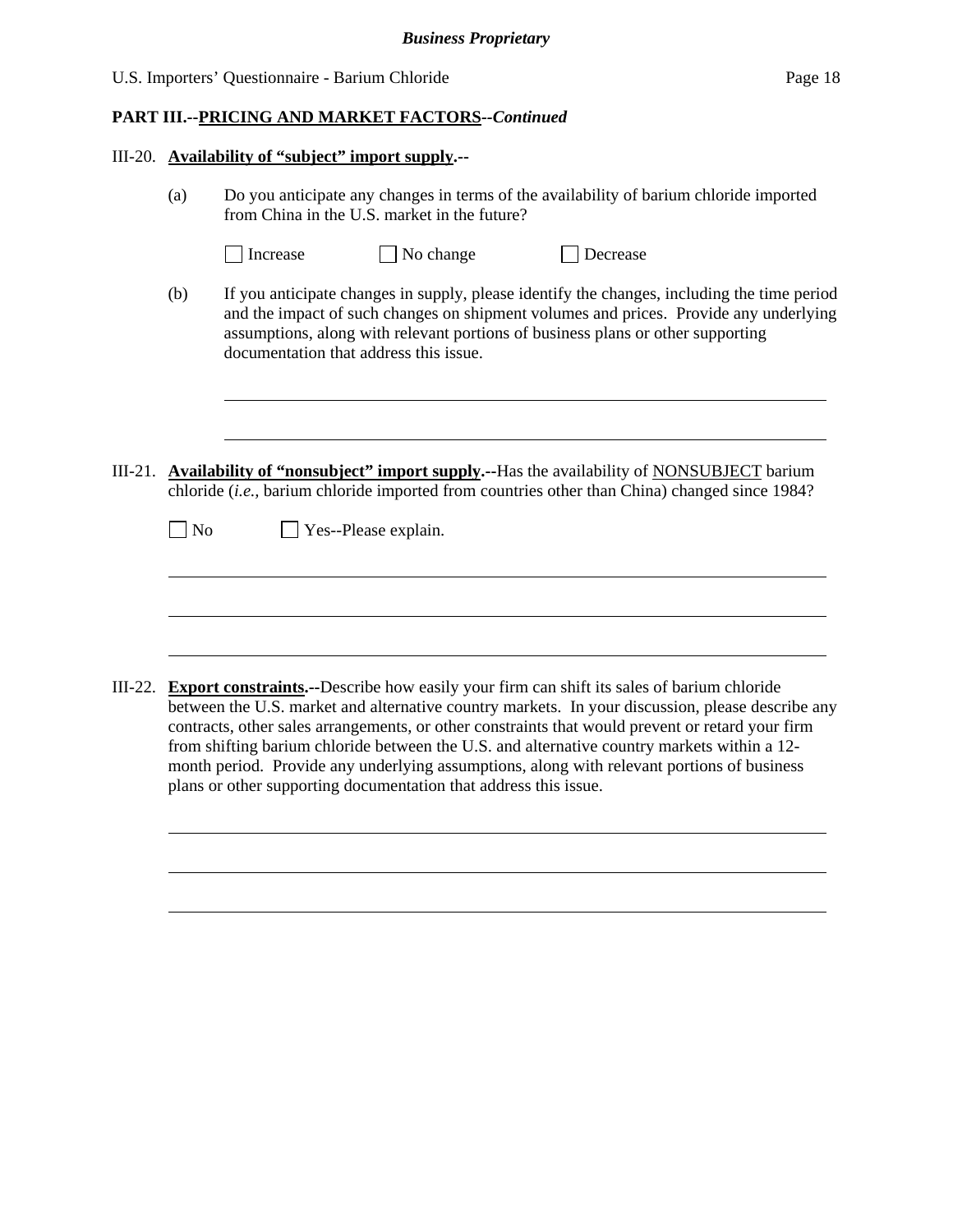*Business Proprietary*

**PART III.--PRICING AND MARKET FACTORS--*Continued***

III-20. **Availability of "subject" import supply.--**

(a) Do you anticipate any changes in terms of the availability of barium chloride imported from China in the U.S. market in the future?

☐ Increase ☐ No change ☐ Decrease

(b) If you anticipate changes in supply, please identify the changes, including the time period and the impact of such changes on shipment volumes and prices. Provide any underlying assumptions, along with relevant portions of business plans or other supporting documentation that address this issue.

______________________________________________________________________

______________________________________________________________________

III-21. **Availability of "nonsubject" import supply.--**Has the availability of NONSUBJECT barium chloride (*i.e.*, barium chloride imported from countries other than China) changed since 1984?

☐ No ☐ Yes--Please explain.

______________________________________________________________________

______________________________________________________________________

______________________________________________________________________

III-22. **Export constraints.--**Describe how easily your firm can shift its sales of barium chloride between the U.S. market and alternative country markets. In your discussion, please describe any contracts, other sales arrangements, or other constraints that would prevent or retard your firm from shifting barium chloride between the U.S. and alternative country markets within a 12-month period. Provide any underlying assumptions, along with relevant portions of business plans or other supporting documentation that address this issue.

______________________________________________________________________

______________________________________________________________________

______________________________________________________________________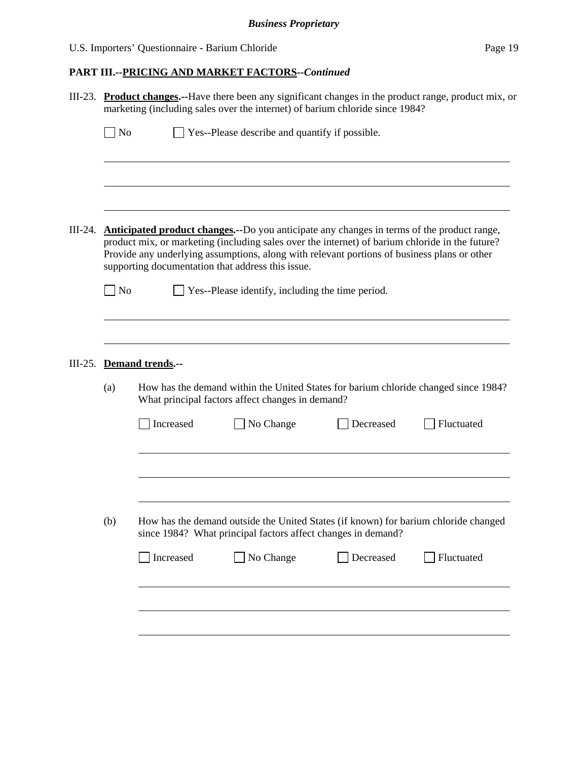**PART III.--PRICING AND MARKET FACTORS--*Continued***

III-23. **Product changes.--**Have there been any significant changes in the product range, product mix, or marketing (including sales over the internet) of barium chloride since 1984?

☐ No ☐ Yes--Please describe and quantify if possible.

III-24. **Anticipated product changes.--**Do you anticipate any changes in terms of the product range, product mix, or marketing (including sales over the internet) of barium chloride in the future? Provide any underlying assumptions, along with relevant portions of business plans or other supporting documentation that address this issue.

☐ No ☐ Yes--Please identify, including the time period.

III-25. **Demand trends.--**

(a) How has the demand within the United States for barium chloride changed since 1984? What principal factors affect changes in demand?

☐ Increased ☐ No Change ☐ Decreased ☐ Fluctuated

(b) How has the demand outside the United States (if known) for barium chloride changed since 1984? What principal factors affect changes in demand?

☐ Increased ☐ No Change ☐ Decreased ☐ Fluctuated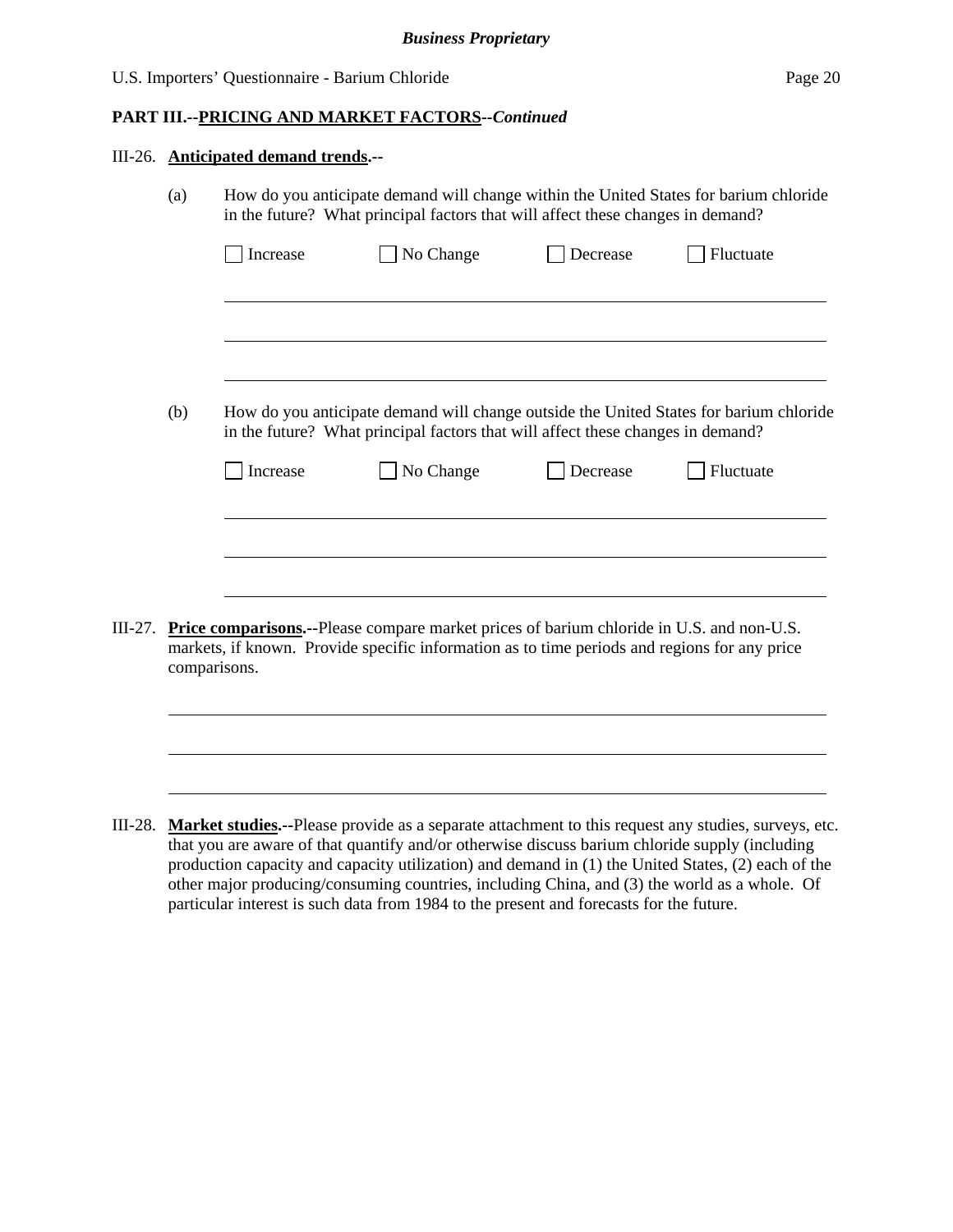**PART III.--PRICING AND MARKET FACTORS--*Continued***

III-26. **Anticipated demand trends.--**

(a) How do you anticipate demand will change within the United States for barium chloride in the future? What principal factors that will affect these changes in demand?

☐ Increase ☐ No Change ☐ Decrease ☐ Fluctuate

(b) How do you anticipate demand will change outside the United States for barium chloride in the future? What principal factors that will affect these changes in demand?

☐ Increase ☐ No Change ☐ Decrease ☐ Fluctuate

III-27. **Price comparisons.--**Please compare market prices of barium chloride in U.S. and non-U.S. markets, if known. Provide specific information as to time periods and regions for any price comparisons.

III-28. **Market studies.--**Please provide as a separate attachment to this request any studies, surveys, etc. that you are aware of that quantify and/or otherwise discuss barium chloride supply (including production capacity and capacity utilization) and demand in (1) the United States, (2) each of the other major producing/consuming countries, including China, and (3) the world as a whole. Of particular interest is such data from 1984 to the present and forecasts for the future.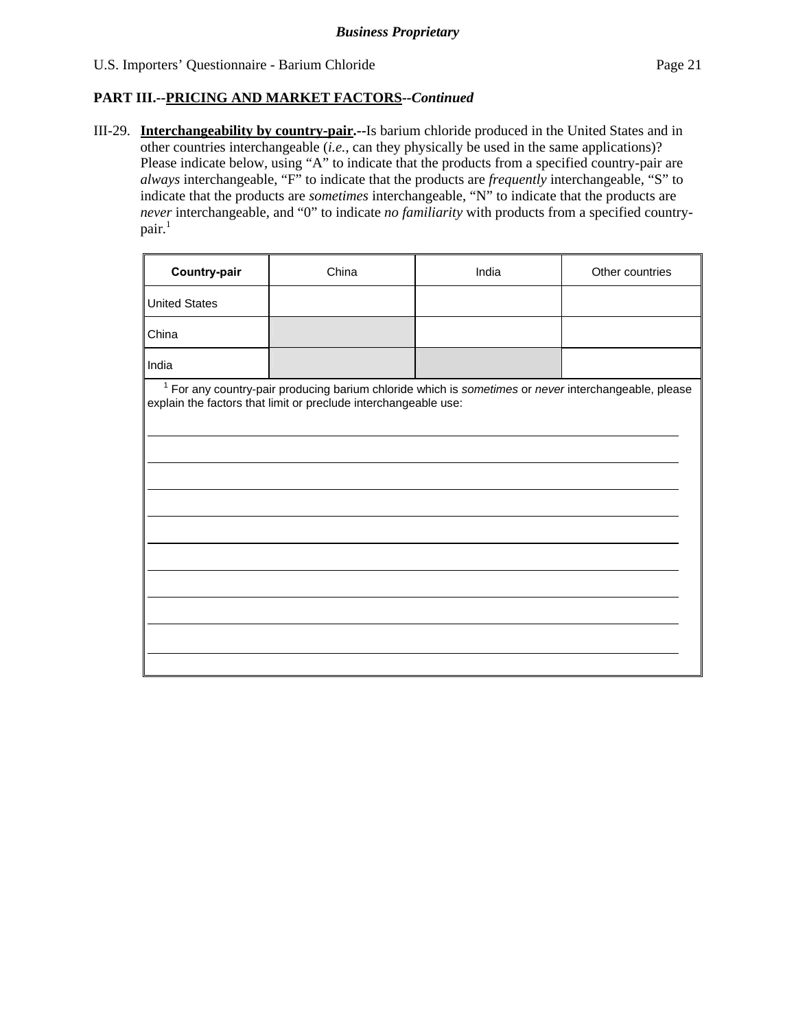*Business Proprietary*

U.S. Importers' Questionnaire - Barium Chloride

## PART III.--PRICING AND MARKET FACTORS--*Continued*

III-29. **Interchangeability by country-pair.--**Is barium chloride produced in the United States and in other countries interchangeable (*i.e.*, can they physically be used in the same applications)? Please indicate below, using "A" to indicate that the products from a specified country-pair are *always* interchangeable, "F" to indicate that the products are *frequently* interchangeable, "S" to indicate that the products are *sometimes* interchangeable, "N" to indicate that the products are *never* interchangeable, and "0" to indicate *no familiarity* with products from a specified country-pair.[1]

| **Country-pair** | China | India | Other countries |
|---|---|---|---|
| United States | | | |
| China | | | |
| India | | | |

[1] For any country-pair producing barium chloride which is *sometimes* or *never* interchangeable, please explain the factors that limit or preclude interchangeable use:

______________________________________________________________________

______________________________________________________________________

______________________________________________________________________

______________________________________________________________________

______________________________________________________________________

______________________________________________________________________

______________________________________________________________________

______________________________________________________________________

______________________________________________________________________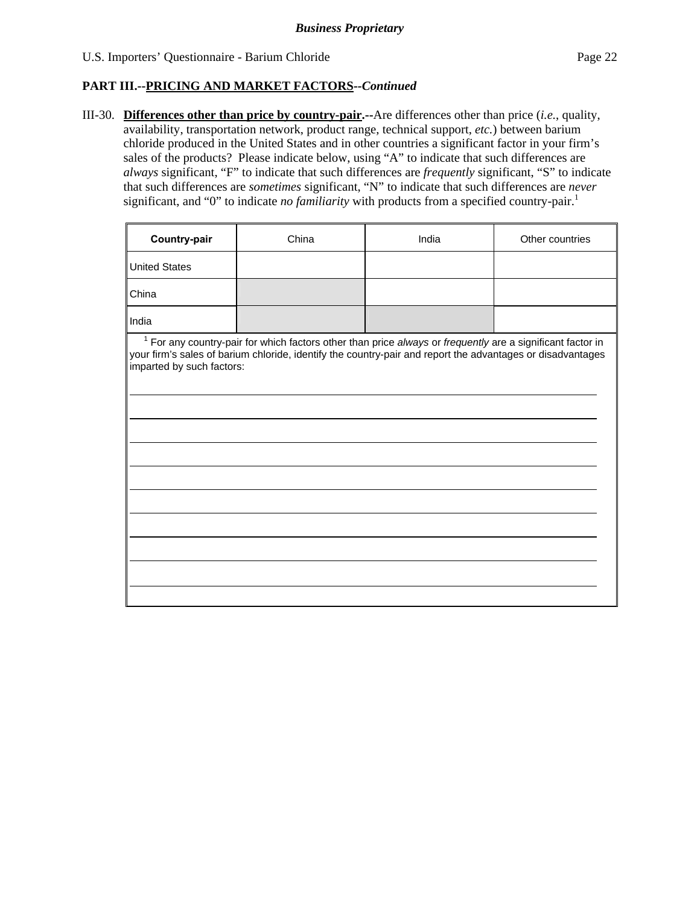**Business Proprietary**

U.S. Importers' Questionnaire - Barium Chloride

## PART III.--PRICING AND MARKET FACTORS--*Continued*

III-30. **Differences other than price by country-pair.--**Are differences other than price (*i.e.*, quality, availability, transportation network, product range, technical support, *etc.*) between barium chloride produced in the United States and in other countries a significant factor in your firm's sales of the products? Please indicate below, using "A" to indicate that such differences are *always* significant, "F" to indicate that such differences are *frequently* significant, "S" to indicate that such differences are *sometimes* significant, "N" to indicate that such differences are *never* significant, and "0" to indicate *no familiarity* with products from a specified country-pair.[1]

| Country-pair | China | India | Other countries |
|---|---|---|---|
| United States | | | |
| China | | | |
| India | | | |

[1] For any country-pair for which factors other than price *always* or *frequently* are a significant factor in your firm's sales of barium chloride, identify the country-pair and report the advantages or disadvantages imparted by such factors: